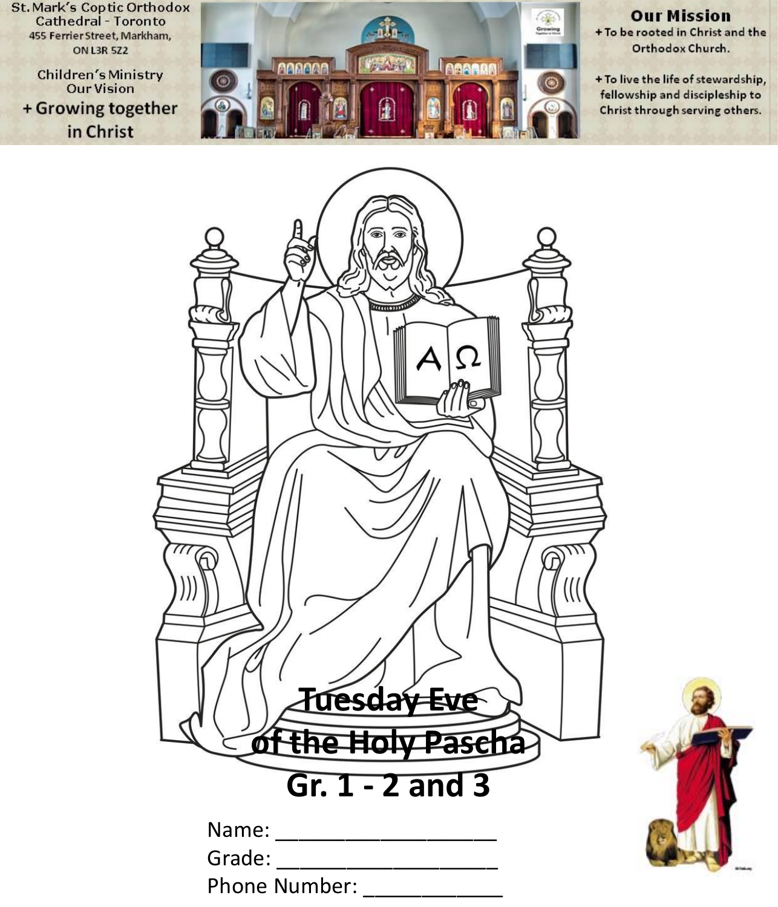St. Mark's Coptic Orthodox Cathedral - Toronto
455 Ferrier Street, Markham, ON L3R 5Z2

Children's Ministry
Our Vision
+ Growing together in Christ

**Our Mission**
+ To be rooted in Christ and the Orthodox Church.

+ To live the life of stewardship, fellowship and discipleship to Christ through serving others.

# Tuesday Eve of the Holy Pascha
# Gr. 1 - 2 and 3

Name: ___________________

Grade: ___________________

Phone Number: ____________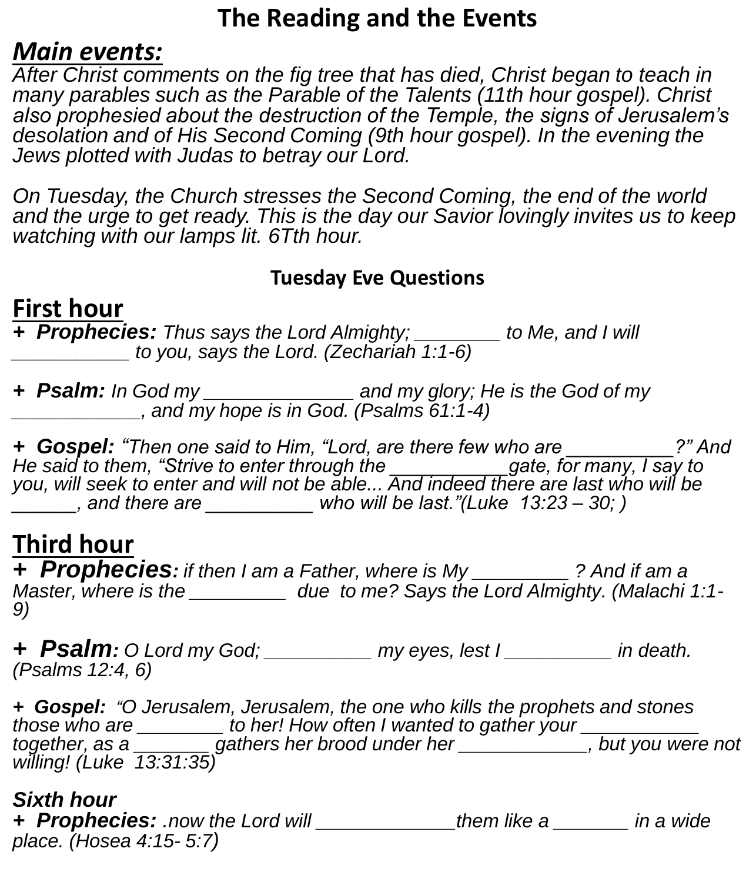# The Reading and the Events

## *Main events:*

*After Christ comments on the fig tree that has died, Christ began to teach in many parables such as the Parable of the Talents (11th hour gospel). Christ also prophesied about the destruction of the Temple, the signs of Jerusalem's desolation and of His Second Coming (9th hour gospel). In the evening the Jews plotted with Judas to betray our Lord.*

*On Tuesday, the Church stresses the Second Coming, the end of the world and the urge to get ready. This is the day our Savior lovingly invites us to keep watching with our lamps lit. 6Tth hour.*

### Tuesday Eve Questions

## First hour

+ ***Prophecies:*** *Thus says the Lord Almighty; ________ to Me, and I will ___________ to you, says the Lord. (Zechariah 1:1-6)*

+ ***Psalm:*** *In God my ______________ and my glory; He is the God of my ____________, and my hope is in God. (Psalms 61:1-4)*

+ ***Gospel:*** *"Then one said to Him, "Lord, are there few who are __________?" And He said to them, "Strive to enter through the ___________gate, for many, I say to you, will seek to enter and will not be able... And indeed there are last who will be ______, and there are __________ who will be last."(Luke 13:23 – 30; )*

## Third hour

+ ***Prophecies****: if then I am a Father, where is My _________ ? And if am a Master, where is the _________ due to me? Says the Lord Almighty. (Malachi 1:1-9)*

+ ***Psalm****: O Lord my God; __________ my eyes, lest I __________ in death. (Psalms 12:4, 6)*

+ ***Gospel:*** *"O Jerusalem, Jerusalem, the one who kills the prophets and stones those who are ________ to her! How often I wanted to gather your ___________ together, as a _______ gathers her brood under her ____________, but you were not willing! (Luke 13:31:35)*

## *Sixth hour*

+ ***Prophecies:*** *.now the Lord will _____________them like a _______ in a wide place. (Hosea 4:15- 5:7)*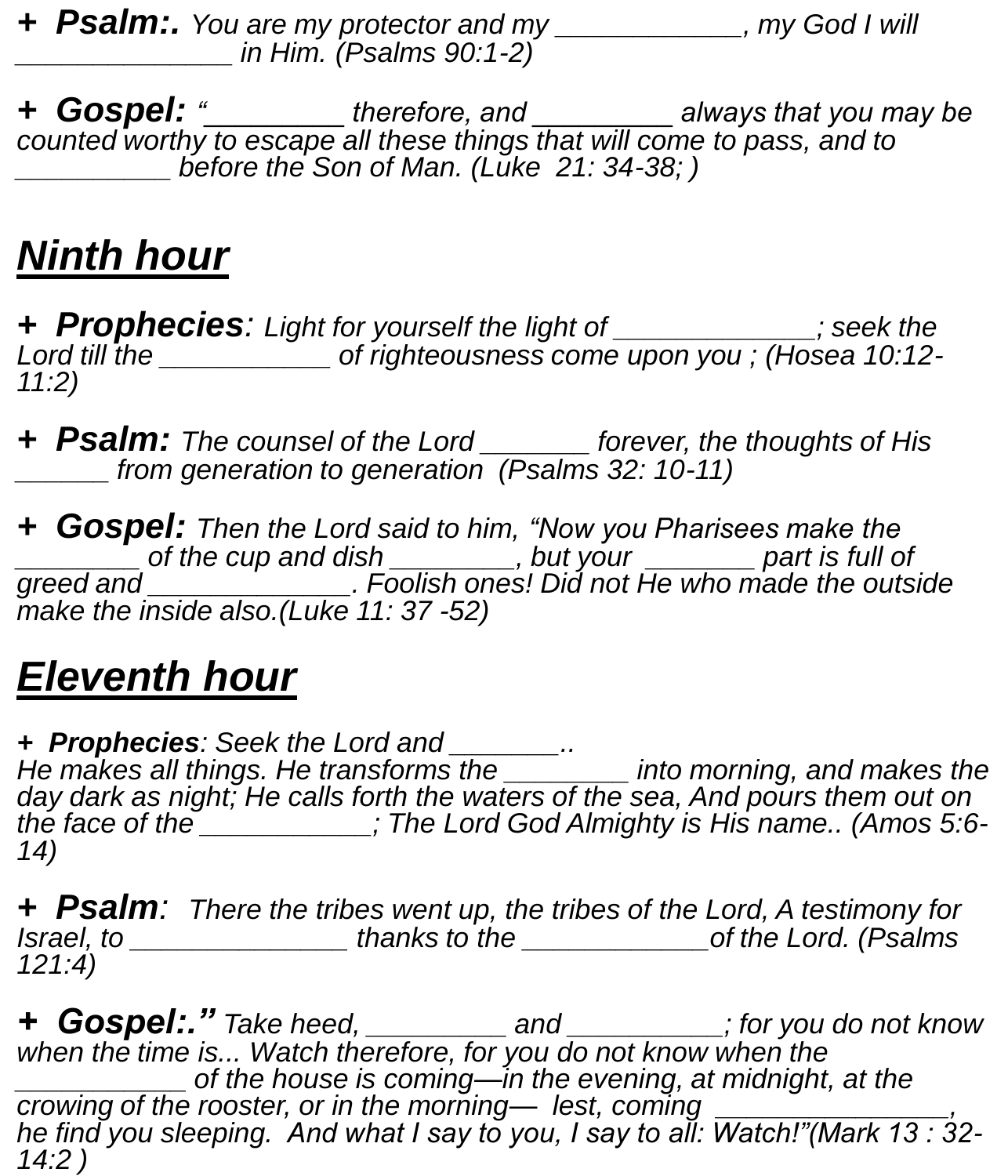**+ Psalm:.** *You are my protector and my ____________, my God I will ______________ in Him. (Psalms 90:1-2)*

**+ Gospel:** *"________ therefore, and _________ always that you may be counted worthy to escape all these things that will come to pass, and to __________ before the Son of Man. (Luke 21: 34-38; )*

## ***Ninth hour***

**+ Prophecies**: *Light for yourself the light of _____________; seek the Lord till the ___________ of righteousness come upon you ; (Hosea 10:12-11:2)*

**+ Psalm:** *The counsel of the Lord _______ forever, the thoughts of His ______ from generation to generation (Psalms 32: 10-11)*

**+ Gospel:** *Then the Lord said to him, "Now you Pharisees make the ________ of the cup and dish ________, but your _______ part is full of greed and _____________. Foolish ones! Did not He who made the outside make the inside also.(Luke 11: 37 -52)*

## ***Eleventh hour***

**+ Prophecies**: *Seek the Lord and _______..*
*He makes all things. He transforms the ________ into morning, and makes the day dark as night; He calls forth the waters of the sea, And pours them out on the face of the ___________; The Lord God Almighty is His name.. (Amos 5:6-14)*

**+ Psalm**: *There the tribes went up, the tribes of the Lord, A testimony for Israel, to ______________ thanks to the ____________of the Lord. (Psalms 121:4)*

**+ Gospel:."** *Take heed, _________ and __________; for you do not know when the time is... Watch therefore, for you do not know when the ___________ of the house is coming—in the evening, at midnight, at the crowing of the rooster, or in the morning— lest, coming _______________, he find you sleeping. And what I say to you, I say to all: Watch!"(Mark 13 : 32-14:2 )*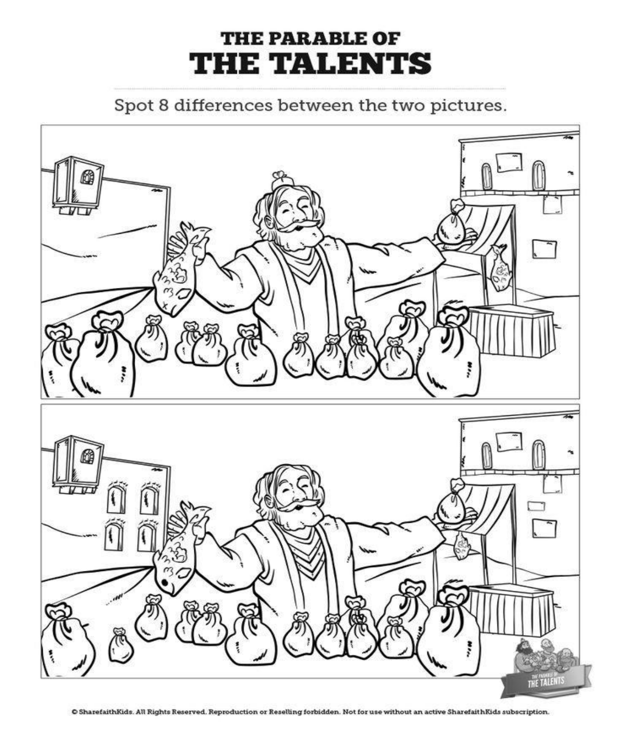# THE PARABLE OF THE TALENTS

Spot 8 differences between the two pictures.

© SharefaithKids. All Rights Reserved. Reproduction or Reselling forbidden. Not for use without an active SharefaithKids subscription.